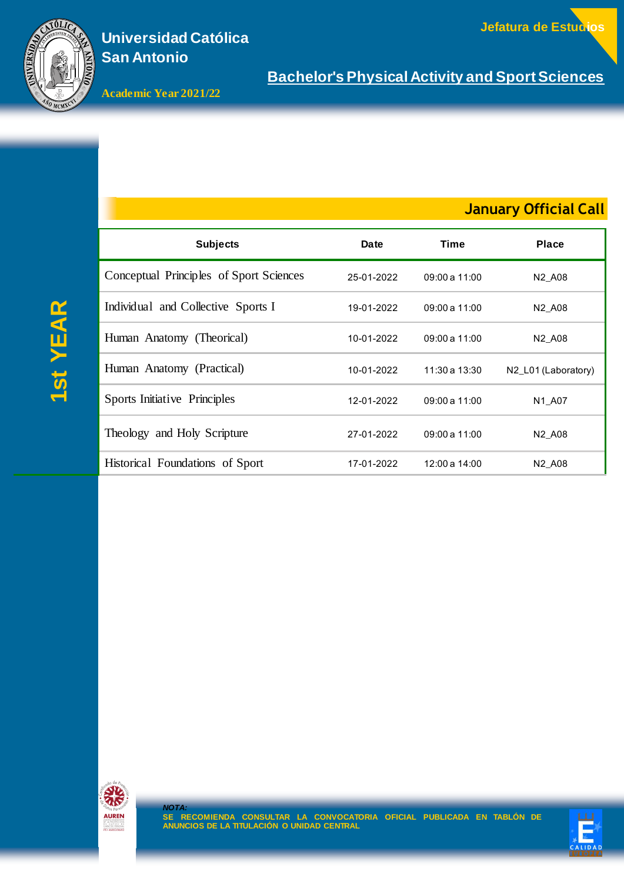Universidad Católica San Antonio

Academic Year 2021/22

Jefatura de Estudios

# Bachelor's Physical Activity and Sport Sciences

## 1st YEAR

### January Official Call

| Subjects | Date | Time | Place |
|---|---|---|---|
| Conceptual Principles of Sport Sciences | 25-01-2022 | 09:00 a 11:00 | N2_A08 |
| Individual and Collective Sports I | 19-01-2022 | 09:00 a 11:00 | N2_A08 |
| Human Anatomy (Theorical) | 10-01-2022 | 09:00 a 11:00 | N2_A08 |
| Human Anatomy (Practical) | 10-01-2022 | 11:30 a 13:30 | N2_L01 (Laboratory) |
| Sports Initiative Principles | 12-01-2022 | 09:00 a 11:00 | N1_A07 |
| Theology and Holy Scripture | 27-01-2022 | 09:00 a 11:00 | N2_A08 |
| Historical Foundations of Sport | 17-01-2022 | 12:00 a 14:00 | N2_A08 |

*NOTA:*
**SE RECOMIENDA CONSULTAR LA CONVOCATORIA OFICIAL PUBLICADA EN TABLÓN DE ANUNCIOS DE LA TITULACIÓN O UNIDAD CENTRAL**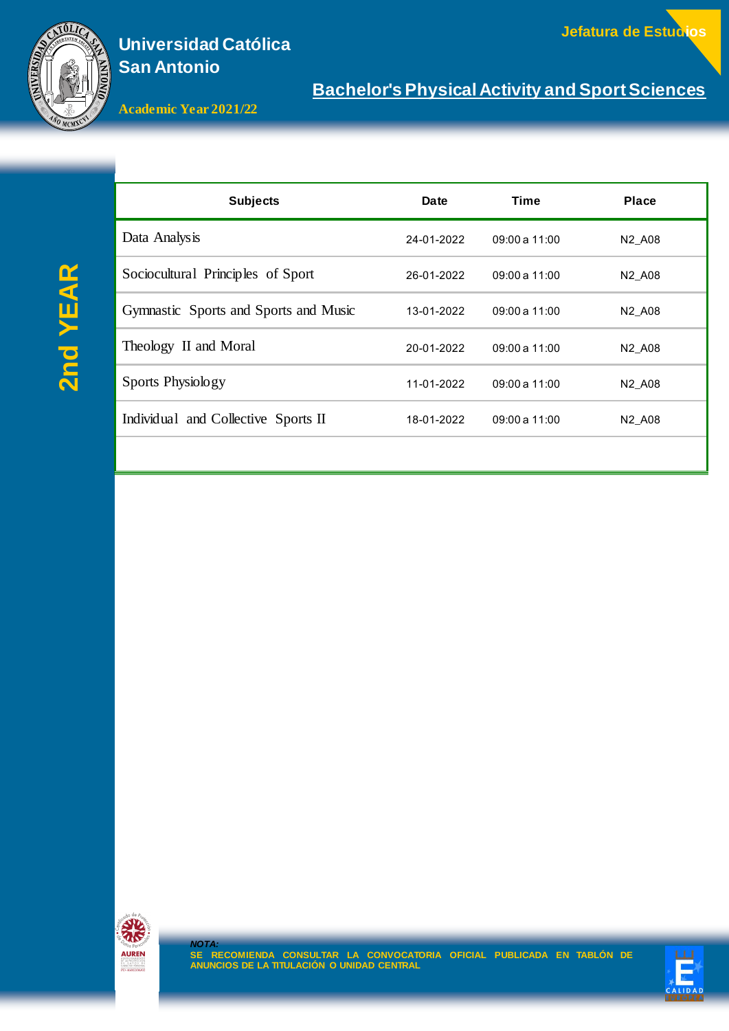Universidad Católica San Antonio

Jefatura de Estudios

## Bachelor's Physical Activity and Sport Sciences

Academic Year 2021/22

## 2nd YEAR

| Subjects | Date | Time | Place |
|---|---|---|---|
| Data Analysis | 24-01-2022 | 09:00 a 11:00 | N2_A08 |
| Sociocultural Principles of Sport | 26-01-2022 | 09:00 a 11:00 | N2_A08 |
| Gymnastic Sports and Sports and Music | 13-01-2022 | 09:00 a 11:00 | N2_A08 |
| Theology II and Moral | 20-01-2022 | 09:00 a 11:00 | N2_A08 |
| Sports Physiology | 11-01-2022 | 09:00 a 11:00 | N2_A08 |
| Individual and Collective Sports II | 18-01-2022 | 09:00 a 11:00 | N2_A08 |

*NOTA:*
**SE RECOMIENDA CONSULTAR LA CONVOCATORIA OFICIAL PUBLICADA EN TABLÓN DE ANUNCIOS DE LA TITULACIÓN O UNIDAD CENTRAL**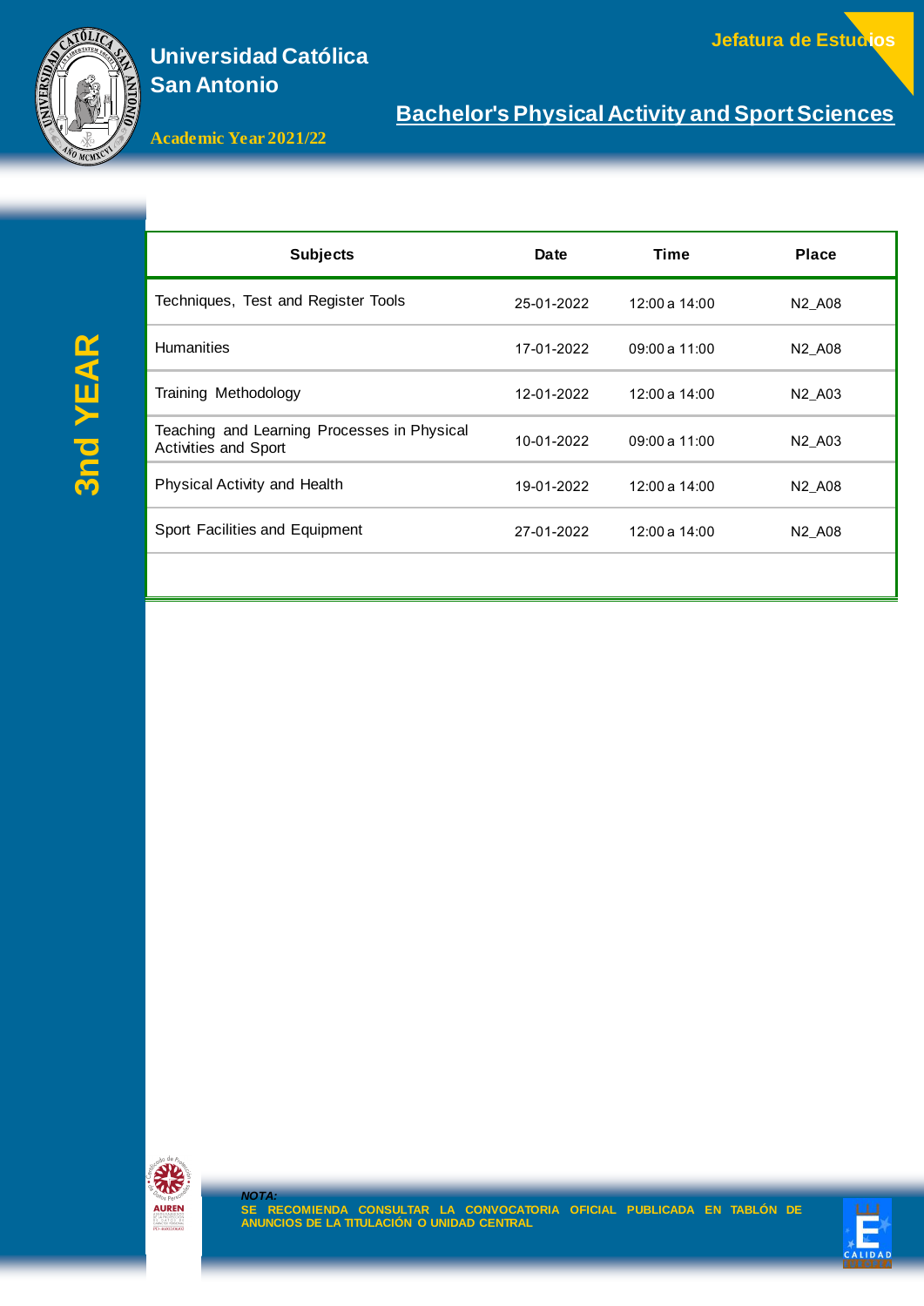# Universidad Católica San Antonio

**Jefatura de Estudios**

## Bachelor's Physical Activity and Sport Sciences

**Academic Year 2021/22**

## 3nd YEAR

| Subjects | Date | Time | Place |
|---|---|---|---|
| Techniques, Test and Register Tools | 25-01-2022 | 12:00 a 14:00 | N2_A08 |
| Humanities | 17-01-2022 | 09:00 a 11:00 | N2_A08 |
| Training Methodology | 12-01-2022 | 12:00 a 14:00 | N2_A03 |
| Teaching and Learning Processes in Physical Activities and Sport | 10-01-2022 | 09:00 a 11:00 | N2_A03 |
| Physical Activity and Health | 19-01-2022 | 12:00 a 14:00 | N2_A08 |
| Sport Facilities and Equipment | 27-01-2022 | 12:00 a 14:00 | N2_A08 |

***NOTA:***
**SE RECOMIENDA CONSULTAR LA CONVOCATORIA OFICIAL PUBLICADA EN TABLÓN DE ANUNCIOS DE LA TITULACIÓN O UNIDAD CENTRAL**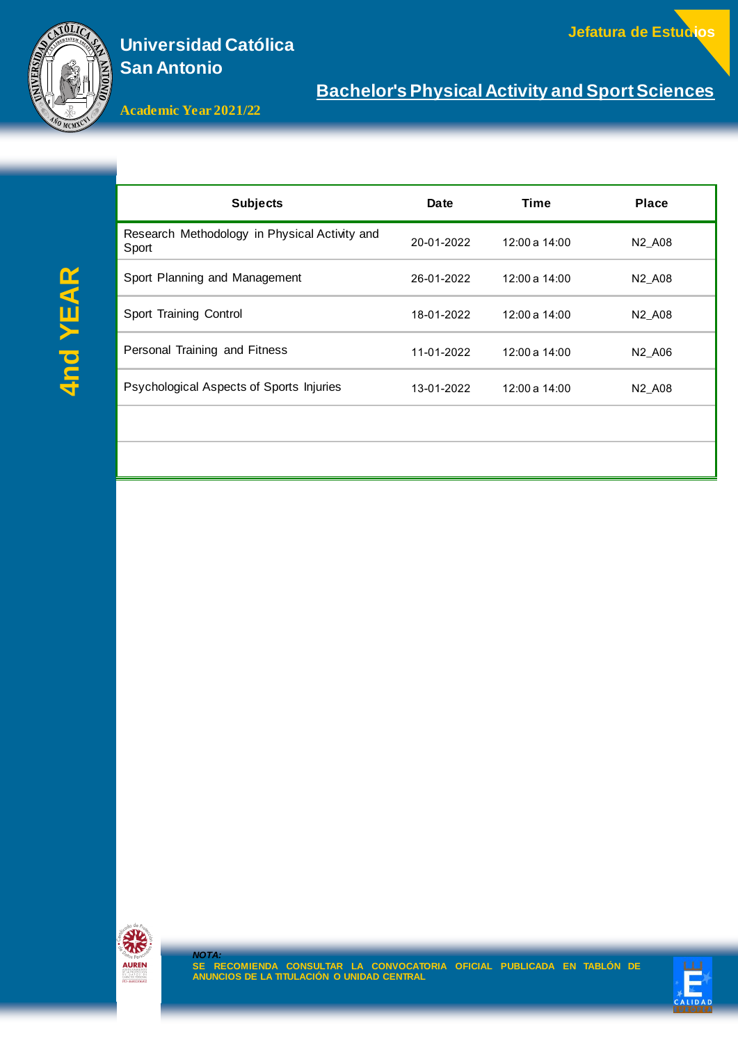Universidad Católica San Antonio

Jefatura de Estudios

## Bachelor's Physical Activity and Sport Sciences

Academic Year 2021/22

# 4nd YEAR

| Subjects | Date | Time | Place |
|---|---|---|---|
| Research Methodology in Physical Activity and Sport | 20-01-2022 | 12:00 a 14:00 | N2_A08 |
| Sport Planning and Management | 26-01-2022 | 12:00 a 14:00 | N2_A08 |
| Sport Training Control | 18-01-2022 | 12:00 a 14:00 | N2_A08 |
| Personal Training and Fitness | 11-01-2022 | 12:00 a 14:00 | N2_A06 |
| Psychological Aspects of Sports Injuries | 13-01-2022 | 12:00 a 14:00 | N2_A08 |
| | | | |
| | | | |

***NOTA:***
**SE RECOMIENDA CONSULTAR LA CONVOCATORIA OFICIAL PUBLICADA EN TABLÓN DE ANUNCIOS DE LA TITULACIÓN O UNIDAD CENTRAL**